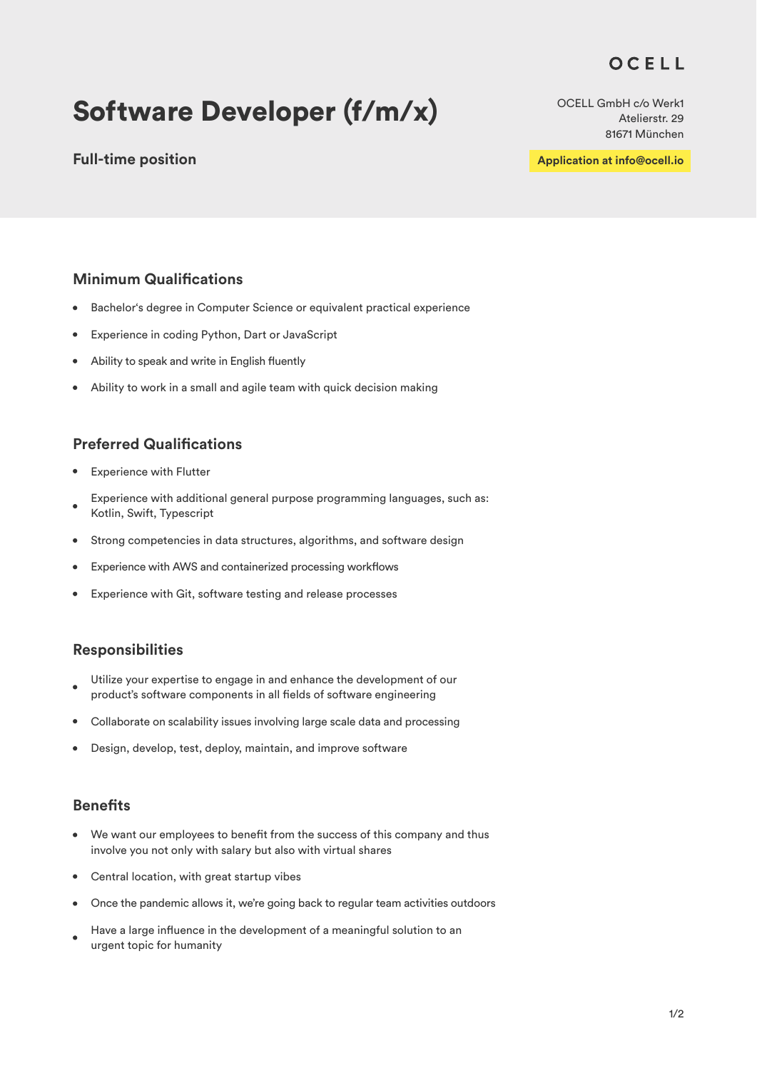OCELL

# Software Developer (f/m/x)

OCELL GmbH c/o Werk1
Atelierstr. 29
81671 München

**Full-time position**

**Application at info@ocell.io**

## Minimum Qualifications

- Bachelor's degree in Computer Science or equivalent practical experience
- Experience in coding Python, Dart or JavaScript
- Ability to speak and write in English fluently
- Ability to work in a small and agile team with quick decision making

## Preferred Qualifications

- Experience with Flutter
- Experience with additional general purpose programming languages, such as: Kotlin, Swift, Typescript
- Strong competencies in data structures, algorithms, and software design
- Experience with AWS and containerized processing workflows
- Experience with Git, software testing and release processes

## Responsibilities

- Utilize your expertise to engage in and enhance the development of our product's software components in all fields of software engineering
- Collaborate on scalability issues involving large scale data and processing
- Design, develop, test, deploy, maintain, and improve software

## Benefits

- We want our employees to benefit from the success of this company and thus involve you not only with salary but also with virtual shares
- Central location, with great startup vibes
- Once the pandemic allows it, we're going back to regular team activities outdoors
- Have a large influence in the development of a meaningful solution to an urgent topic for humanity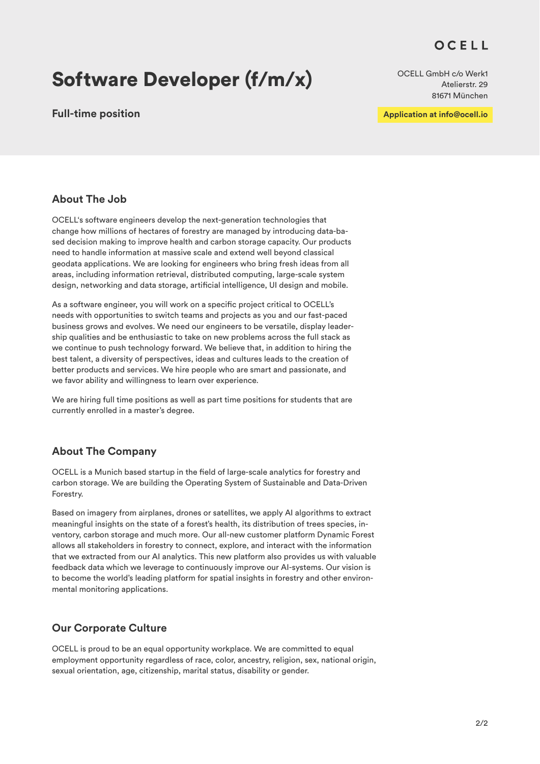OCELL

# Software Developer (f/m/x)

**Full-time position**

OCELL GmbH c/o Werk1
Atelierstr. 29
81671 München

**Application at info@ocell.io**

## About The Job

OCELL's software engineers develop the next-generation technologies that change how millions of hectares of forestry are managed by introducing data-based decision making to improve health and carbon storage capacity. Our products need to handle information at massive scale and extend well beyond classical geodata applications. We are looking for engineers who bring fresh ideas from all areas, including information retrieval, distributed computing, large-scale system design, networking and data storage, artificial intelligence, UI design and mobile.

As a software engineer, you will work on a specific project critical to OCELL's needs with opportunities to switch teams and projects as you and our fast-paced business grows and evolves. We need our engineers to be versatile, display leadership qualities and be enthusiastic to take on new problems across the full stack as we continue to push technology forward. We believe that, in addition to hiring the best talent, a diversity of perspectives, ideas and cultures leads to the creation of better products and services. We hire people who are smart and passionate, and we favor ability and willingness to learn over experience.

We are hiring full time positions as well as part time positions for students that are currently enrolled in a master's degree.

## About The Company

OCELL is a Munich based startup in the field of large-scale analytics for forestry and carbon storage. We are building the Operating System of Sustainable and Data-Driven Forestry.

Based on imagery from airplanes, drones or satellites, we apply AI algorithms to extract meaningful insights on the state of a forest's health, its distribution of trees species, inventory, carbon storage and much more. Our all-new customer platform Dynamic Forest allows all stakeholders in forestry to connect, explore, and interact with the information that we extracted from our AI analytics. This new platform also provides us with valuable feedback data which we leverage to continuously improve our AI-systems. Our vision is to become the world's leading platform for spatial insights in forestry and other environmental monitoring applications.

## Our Corporate Culture

OCELL is proud to be an equal opportunity workplace. We are committed to equal employment opportunity regardless of race, color, ancestry, religion, sex, national origin, sexual orientation, age, citizenship, marital status, disability or gender.